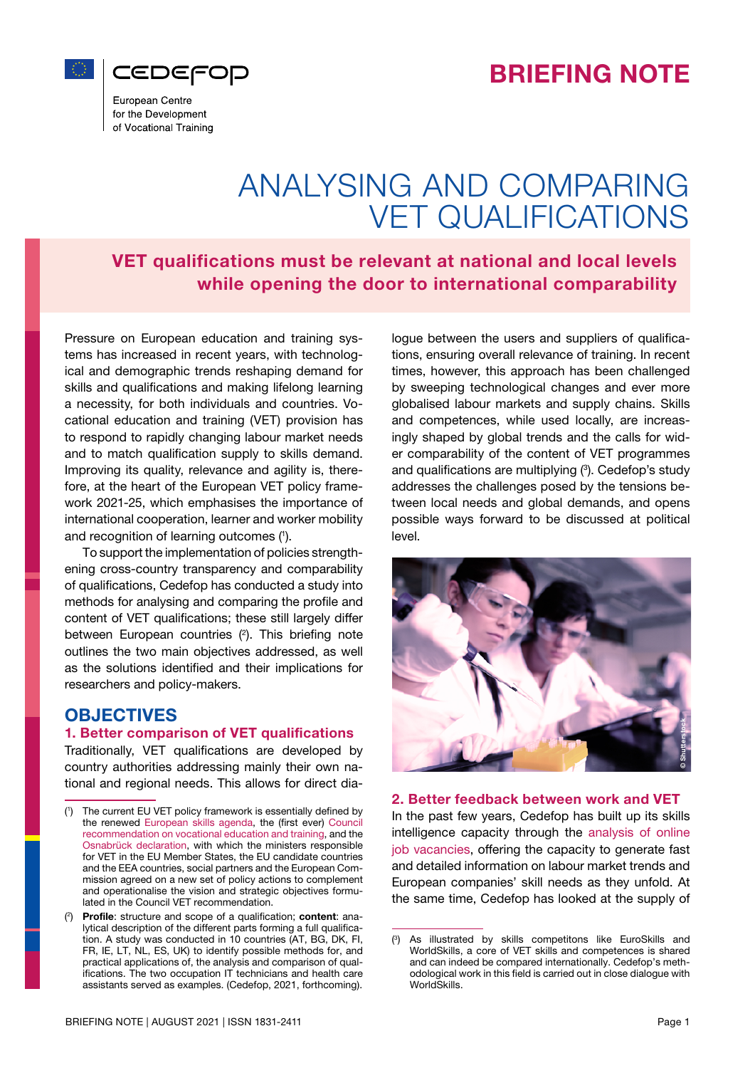# BRIEFING NOTE

# ANALYSING AND COMPARING VET QUALIFICATIONS

## VET qualifications must be relevant at national and local levels while opening the door to international comparability

Pressure on European education and training systems has increased in recent years, with technological and demographic trends reshaping demand for skills and qualifications and making lifelong learning a necessity, for both individuals and countries. Vocational education and training (VET) provision has to respond to rapidly changing labour market needs and to match qualification supply to skills demand. Improving its quality, relevance and agility is, therefore, at the heart of the European VET policy framework 2021-25, which emphasises the importance of international cooperation, learner and worker mobility and recognition of learning outcomes ([1]).

To support the implementation of policies strengthening cross-country transparency and comparability of qualifications, Cedefop has conducted a study into methods for analysing and comparing the profile and content of VET qualifications; these still largely differ between European countries ([2]). This briefing note outlines the two main objectives addressed, as well as the solutions identified and their implications for researchers and policy-makers.

## OBJECTIVES

### 1. Better comparison of VET qualifications

Traditionally, VET qualifications are developed by country authorities addressing mainly their own national and regional needs. This allows for direct dialogue between the users and suppliers of qualifications, ensuring overall relevance of training. In recent times, however, this approach has been challenged by sweeping technological changes and ever more globalised labour markets and supply chains. Skills and competences, while used locally, are increasingly shaped by global trends and the calls for wider comparability of the content of VET programmes and qualifications are multiplying ([3]). Cedefop's study addresses the challenges posed by the tensions between local needs and global demands, and opens possible ways forward to be discussed at political level.

© Shutterstock

### 2. Better feedback between work and VET

In the past few years, Cedefop has built up its skills intelligence capacity through the analysis of online job vacancies, offering the capacity to generate fast and detailed information on labour market trends and European companies' skill needs as they unfold. At the same time, Cedefop has looked at the supply of

---

([1]) The current EU VET policy framework is essentially defined by the renewed European skills agenda, the (first ever) Council recommendation on vocational education and training, and the Osnabrück declaration, with which the ministers responsible for VET in the EU Member States, the EU candidate countries and the EEA countries, social partners and the European Commission agreed on a new set of policy actions to complement and operationalise the vision and strategic objectives formulated in the Council VET recommendation.

([2]) **Profile**: structure and scope of a qualification; **content**: analytical description of the different parts forming a full qualification. A study was conducted in 10 countries (AT, BG, DK, FI, FR, IE, LT, NL, ES, UK) to identify possible methods for, and practical applications of, the analysis and comparison of qualifications. The two occupation IT technicians and health care assistants served as examples. (Cedefop, 2021, forthcoming).

([3]) As illustrated by skills competitons like EuroSkills and WorldSkills, a core of VET skills and competences is shared and can indeed be compared internationally. Cedefop's methodological work in this field is carried out in close dialogue with WorldSkills.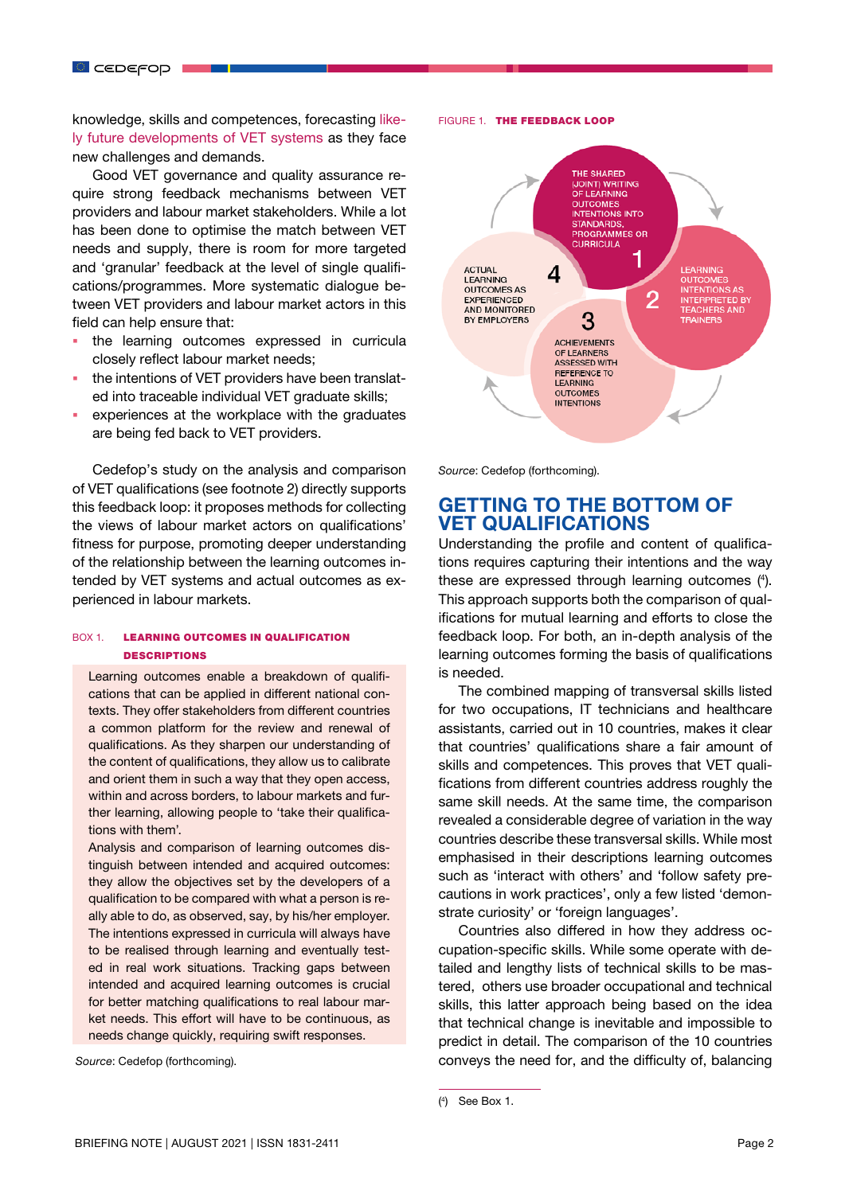knowledge, skills and competences, forecasting likely future developments of VET systems as they face new challenges and demands.

Good VET governance and quality assurance require strong feedback mechanisms between VET providers and labour market stakeholders. While a lot has been done to optimise the match between VET needs and supply, there is room for more targeted and 'granular' feedback at the level of single qualifications/programmes. More systematic dialogue between VET providers and labour market actors in this field can help ensure that:

- the learning outcomes expressed in curricula closely reflect labour market needs;
- the intentions of VET providers have been translated into traceable individual VET graduate skills;
- experiences at the workplace with the graduates are being fed back to VET providers.

Cedefop's study on the analysis and comparison of VET qualifications (see footnote 2) directly supports this feedback loop: it proposes methods for collecting the views of labour market actors on qualifications' fitness for purpose, promoting deeper understanding of the relationship between the learning outcomes intended by VET systems and actual outcomes as experienced in labour markets.

BOX 1. **LEARNING OUTCOMES IN QUALIFICATION DESCRIPTIONS**

> Learning outcomes enable a breakdown of qualifications that can be applied in different national contexts. They offer stakeholders from different countries a common platform for the review and renewal of qualifications. As they sharpen our understanding of the content of qualifications, they allow us to calibrate and orient them in such a way that they open access, within and across borders, to labour markets and further learning, allowing people to 'take their qualifications with them'.
>
> Analysis and comparison of learning outcomes distinguish between intended and acquired outcomes: they allow the objectives set by the developers of a qualification to be compared with what a person is really able to do, as observed, say, by his/her employer. The intentions expressed in curricula will always have to be realised through learning and eventually tested in real work situations. Tracking gaps between intended and acquired learning outcomes is crucial for better matching qualifications to real labour market needs. This effort will have to be continuous, as needs change quickly, requiring swift responses.

*Source*: Cedefop (forthcoming).

FIGURE 1. **THE FEEDBACK LOOP**

1 THE SHARED (JOINT) WRITING OF LEARNING OUTCOMES INTENTIONS INTO STANDARDS, PROGRAMMES OR CURRICULA

2 LEARNING OUTCOMES INTENTIONS AS INTERPRETED BY TEACHERS AND TRAINERS

3 ACHIEVEMENTS OF LEARNERS ASSESSED WITH REFERENCE TO LEARNING OUTCOMES INTENTIONS

4 ACTUAL LEARNING OUTCOMES AS EXPERIENCED AND MONITORED BY EMPLOYERS

*Source*: Cedefop (forthcoming).

## GETTING TO THE BOTTOM OF VET QUALIFICATIONS

Understanding the profile and content of qualifications requires capturing their intentions and the way these are expressed through learning outcomes [4]. This approach supports both the comparison of qualifications for mutual learning and efforts to close the feedback loop. For both, an in-depth analysis of the learning outcomes forming the basis of qualifications is needed.

The combined mapping of transversal skills listed for two occupations, IT technicians and healthcare assistants, carried out in 10 countries, makes it clear that countries' qualifications share a fair amount of skills and competences. This proves that VET qualifications from different countries address roughly the same skill needs. At the same time, the comparison revealed a considerable degree of variation in the way countries describe these transversal skills. While most emphasised in their descriptions learning outcomes such as 'interact with others' and 'follow safety precautions in work practices', only a few listed 'demonstrate curiosity' or 'foreign languages'.

Countries also differed in how they address occupation-specific skills. While some operate with detailed and lengthy lists of technical skills to be mastered, others use broader occupational and technical skills, this latter approach being based on the idea that technical change is inevitable and impossible to predict in detail. The comparison of the 10 countries conveys the need for, and the difficulty of, balancing

[4] See Box 1.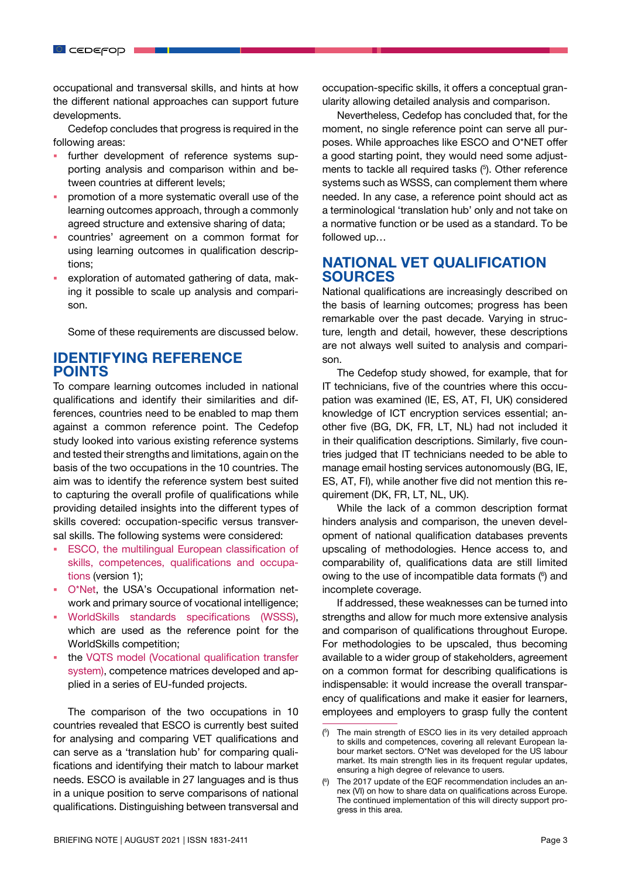occupational and transversal skills, and hints at how the different national approaches can support future developments.

Cedefop concludes that progress is required in the following areas:

- further development of reference systems supporting analysis and comparison within and between countries at different levels;
- promotion of a more systematic overall use of the learning outcomes approach, through a commonly agreed structure and extensive sharing of data;
- countries' agreement on a common format for using learning outcomes in qualification descriptions;
- exploration of automated gathering of data, making it possible to scale up analysis and comparison.

Some of these requirements are discussed below.

## IDENTIFYING REFERENCE POINTS

To compare learning outcomes included in national qualifications and identify their similarities and differences, countries need to be enabled to map them against a common reference point. The Cedefop study looked into various existing reference systems and tested their strengths and limitations, again on the basis of the two occupations in the 10 countries. The aim was to identify the reference system best suited to capturing the overall profile of qualifications while providing detailed insights into the different types of skills covered: occupation-specific versus transversal skills. The following systems were considered:

- ESCO, the multilingual European classification of skills, competences, qualifications and occupations (version 1);
- O*Net, the USA's Occupational information network and primary source of vocational intelligence;
- WorldSkills standards specifications (WSSS), which are used as the reference point for the WorldSkills competition;
- the VQTS model (Vocational qualification transfer system), competence matrices developed and applied in a series of EU-funded projects.

The comparison of the two occupations in 10 countries revealed that ESCO is currently best suited for analysing and comparing VET qualifications and can serve as a 'translation hub' for comparing qualifications and identifying their match to labour market needs. ESCO is available in 27 languages and is thus in a unique position to serve comparisons of national qualifications. Distinguishing between transversal and occupation-specific skills, it offers a conceptual granularity allowing detailed analysis and comparison.

Nevertheless, Cedefop has concluded that, for the moment, no single reference point can serve all purposes. While approaches like ESCO and O*NET offer a good starting point, they would need some adjustments to tackle all required tasks ([5]). Other reference systems such as WSSS, can complement them where needed. In any case, a reference point should act as a terminological 'translation hub' only and not take on a normative function or be used as a standard. To be followed up…

## NATIONAL VET QUALIFICATION SOURCES

National qualifications are increasingly described on the basis of learning outcomes; progress has been remarkable over the past decade. Varying in structure, length and detail, however, these descriptions are not always well suited to analysis and comparison.

The Cedefop study showed, for example, that for IT technicians, five of the countries where this occupation was examined (IE, ES, AT, FI, UK) considered knowledge of ICT encryption services essential; another five (BG, DK, FR, LT, NL) had not included it in their qualification descriptions. Similarly, five countries judged that IT technicians needed to be able to manage email hosting services autonomously (BG, IE, ES, AT, FI), while another five did not mention this requirement (DK, FR, LT, NL, UK).

While the lack of a common description format hinders analysis and comparison, the uneven development of national qualification databases prevents upscaling of methodologies. Hence access to, and comparability of, qualifications data are still limited owing to the use of incompatible data formats ([6]) and incomplete coverage.

If addressed, these weaknesses can be turned into strengths and allow for much more extensive analysis and comparison of qualifications throughout Europe. For methodologies to be upscaled, thus becoming available to a wider group of stakeholders, agreement on a common format for describing qualifications is indispensable: it would increase the overall transparency of qualifications and make it easier for learners, employees and employers to grasp fully the content

---

([5]) The main strength of ESCO lies in its very detailed approach to skills and competences, covering all relevant European labour market sectors. O*Net was developed for the US labour market. Its main strength lies in its frequent regular updates, ensuring a high degree of relevance to users.

([6]) The 2017 update of the EQF recommendation includes an annex (VI) on how to share data on qualifications across Europe. The continued implementation of this will directy support progress in this area.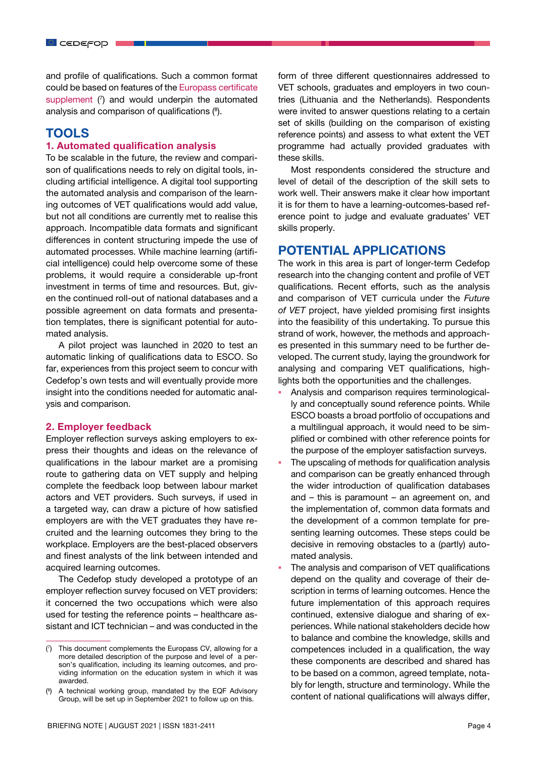and profile of qualifications. Such a common format could be based on features of the Europass certificate supplement [7] and would underpin the automated analysis and comparison of qualifications [8].

## TOOLS

### 1. Automated qualification analysis

To be scalable in the future, the review and comparison of qualifications needs to rely on digital tools, including artificial intelligence. A digital tool supporting the automated analysis and comparison of the learning outcomes of VET qualifications would add value, but not all conditions are currently met to realise this approach. Incompatible data formats and significant differences in content structuring impede the use of automated processes. While machine learning (artificial intelligence) could help overcome some of these problems, it would require a considerable up-front investment in terms of time and resources. But, given the continued roll-out of national databases and a possible agreement on data formats and presentation templates, there is significant potential for automated analysis.

A pilot project was launched in 2020 to test an automatic linking of qualifications data to ESCO. So far, experiences from this project seem to concur with Cedefop's own tests and will eventually provide more insight into the conditions needed for automatic analysis and comparison.

### 2. Employer feedback

Employer reflection surveys asking employers to express their thoughts and ideas on the relevance of qualifications in the labour market are a promising route to gathering data on VET supply and helping complete the feedback loop between labour market actors and VET providers. Such surveys, if used in a targeted way, can draw a picture of how satisfied employers are with the VET graduates they have recruited and the learning outcomes they bring to the workplace. Employers are the best-placed observers and finest analysts of the link between intended and acquired learning outcomes.

The Cedefop study developed a prototype of an employer reflection survey focused on VET providers: it concerned the two occupations which were also used for testing the reference points – healthcare assistant and ICT technician – and was conducted in the form of three different questionnaires addressed to VET schools, graduates and employers in two countries (Lithuania and the Netherlands). Respondents were invited to answer questions relating to a certain set of skills (building on the comparison of existing reference points) and assess to what extent the VET programme had actually provided graduates with these skills.

Most respondents considered the structure and level of detail of the description of the skill sets to work well. Their answers make it clear how important it is for them to have a learning-outcomes-based reference point to judge and evaluate graduates' VET skills properly.

## POTENTIAL APPLICATIONS

The work in this area is part of longer-term Cedefop research into the changing content and profile of VET qualifications. Recent efforts, such as the analysis and comparison of VET curricula under the *Future of VET* project, have yielded promising first insights into the feasibility of this undertaking. To pursue this strand of work, however, the methods and approaches presented in this summary need to be further developed. The current study, laying the groundwork for analysing and comparing VET qualifications, highlights both the opportunities and the challenges.

- Analysis and comparison requires terminologically and conceptually sound reference points. While ESCO boasts a broad portfolio of occupations and a multilingual approach, it would need to be simplified or combined with other reference points for the purpose of the employer satisfaction surveys.
- The upscaling of methods for qualification analysis and comparison can be greatly enhanced through the wider introduction of qualification databases and – this is paramount – an agreement on, and the implementation of, common data formats and the development of a common template for presenting learning outcomes. These steps could be decisive in removing obstacles to a (partly) automated analysis.
- The analysis and comparison of VET qualifications depend on the quality and coverage of their description in terms of learning outcomes. Hence the future implementation of this approach requires continued, extensive dialogue and sharing of experiences. While national stakeholders decide how to balance and combine the knowledge, skills and competences included in a qualification, the way these components are described and shared has to be based on a common, agreed template, notably for length, structure and terminology. While the content of national qualifications will always differ,

---

[7] This document complements the Europass CV, allowing for a more detailed description of the purpose and level of a person's qualification, including its learning outcomes, and providing information on the education system in which it was awarded.

[8] A technical working group, mandated by the EQF Advisory Group, will be set up in September 2021 to follow up on this.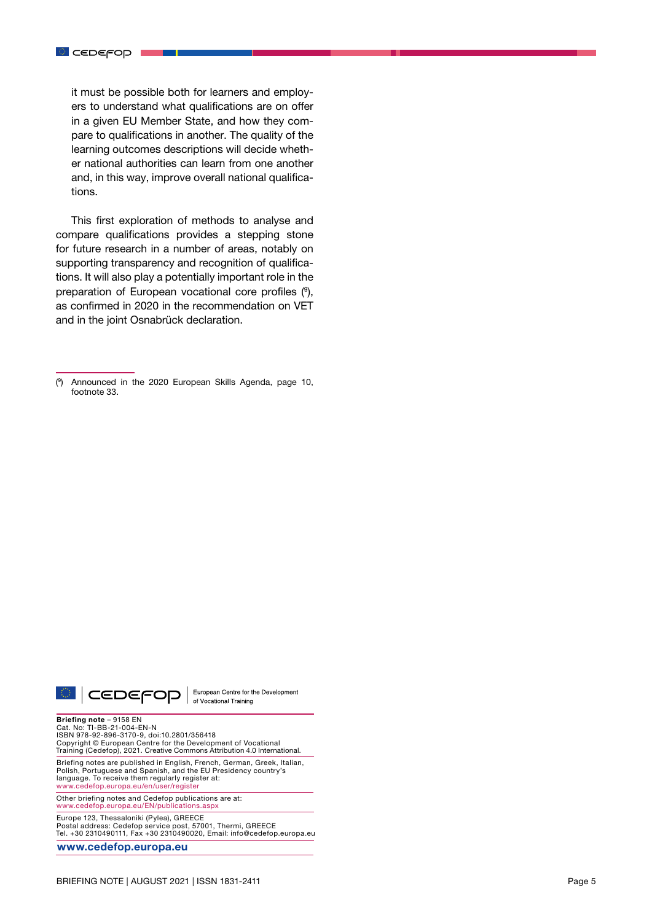it must be possible both for learners and employers to understand what qualifications are on offer in a given EU Member State, and how they compare to qualifications in another. The quality of the learning outcomes descriptions will decide whether national authorities can learn from one another and, in this way, improve overall national qualifications.

This first exploration of methods to analyse and compare qualifications provides a stepping stone for future research in a number of areas, notably on supporting transparency and recognition of qualifications. It will also play a potentially important role in the preparation of European vocational core profiles ([9]), as confirmed in 2020 in the recommendation on VET and in the joint Osnabrück declaration.

([9]) Announced in the 2020 European Skills Agenda, page 10, footnote 33.

CEDEFOP | European Centre for the Development of Vocational Training

**Briefing note** – 9158 EN
Cat. No: TI-BB-21-004-EN-N
ISBN 978-92-896-3170-9, doi:10.2801/356418
Copyright © European Centre for the Development of Vocational Training (Cedefop), 2021. Creative Commons Attribution 4.0 International.

Briefing notes are published in English, French, German, Greek, Italian, Polish, Portuguese and Spanish, and the EU Presidency country's language. To receive them regularly register at:
www.cedefop.europa.eu/en/user/register

Other briefing notes and Cedefop publications are at:
www.cedefop.europa.eu/EN/publications.aspx

Europe 123, Thessaloniki (Pylea), GREECE
Postal address: Cedefop service post, 57001, Thermi, GREECE
Tel. +30 2310490111, Fax +30 2310490020, Email: info@cedefop.europa.eu

**www.cedefop.europa.eu**

BRIEFING NOTE | AUGUST 2021 | ISSN 1831-2411